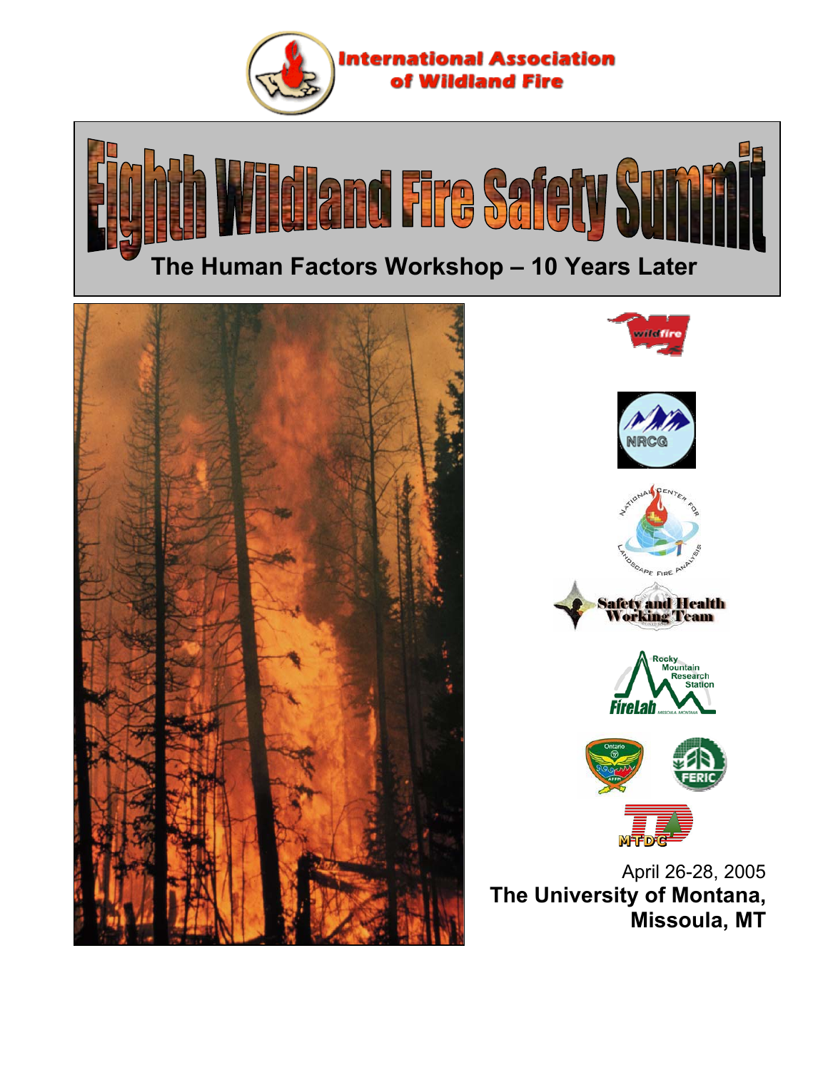International Association of Wildland Fire

# Eighth Wildland Fire Safety Summit

## The Human Factors Workshop – 10 Years Later

April 26-28, 2005

**The University of Montana, Missoula, MT**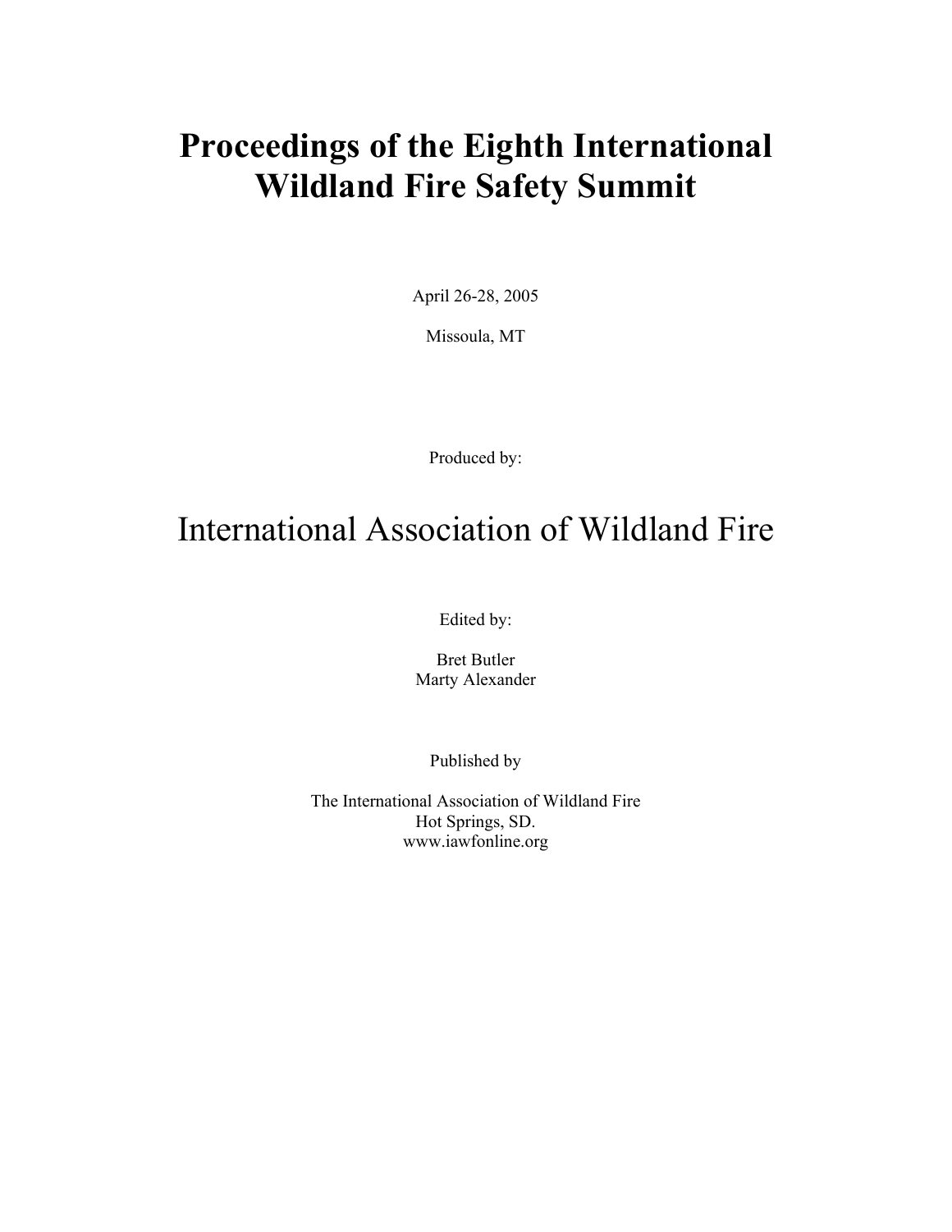# Proceedings of the Eighth International Wildland Fire Safety Summit

April 26-28, 2005

Missoula, MT

Produced by:

International Association of Wildland Fire

Edited by:

Bret Butler
Marty Alexander

Published by

The International Association of Wildland Fire
Hot Springs, SD.
www.iawfonline.org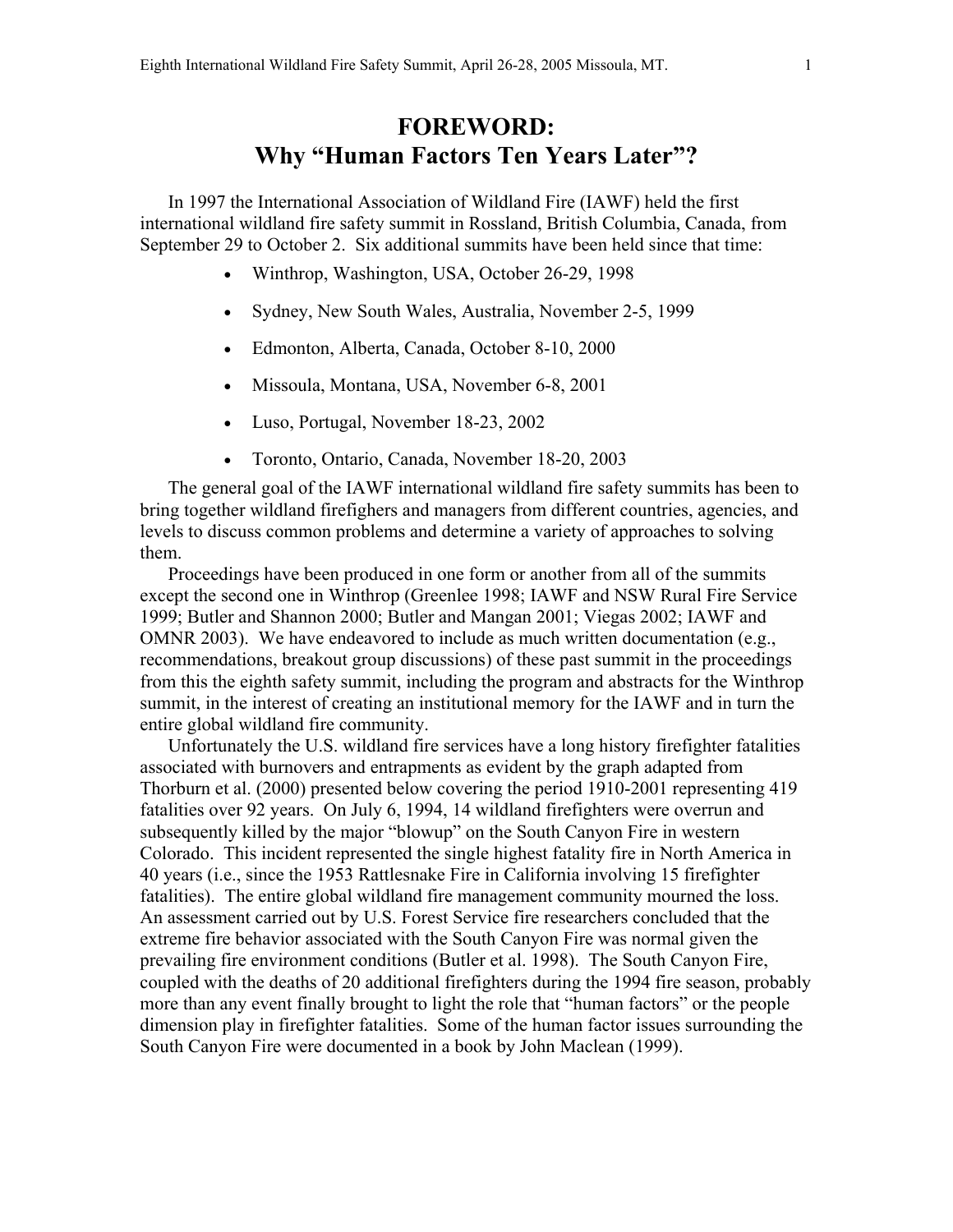# FOREWORD:
# Why "Human Factors Ten Years Later"?

In 1997 the International Association of Wildland Fire (IAWF) held the first international wildland fire safety summit in Rossland, British Columbia, Canada, from September 29 to October 2. Six additional summits have been held since that time:

- Winthrop, Washington, USA, October 26-29, 1998
- Sydney, New South Wales, Australia, November 2-5, 1999
- Edmonton, Alberta, Canada, October 8-10, 2000
- Missoula, Montana, USA, November 6-8, 2001
- Luso, Portugal, November 18-23, 2002
- Toronto, Ontario, Canada, November 18-20, 2003

The general goal of the IAWF international wildland fire safety summits has been to bring together wildland firefighters and managers from different countries, agencies, and levels to discuss common problems and determine a variety of approaches to solving them.

Proceedings have been produced in one form or another from all of the summits except the second one in Winthrop (Greenlee 1998; IAWF and NSW Rural Fire Service 1999; Butler and Shannon 2000; Butler and Mangan 2001; Viegas 2002; IAWF and OMNR 2003). We have endeavored to include as much written documentation (e.g., recommendations, breakout group discussions) of these past summit in the proceedings from this the eighth safety summit, including the program and abstracts for the Winthrop summit, in the interest of creating an institutional memory for the IAWF and in turn the entire global wildland fire community.

Unfortunately the U.S. wildland fire services have a long history firefighter fatalities associated with burnovers and entrapments as evident by the graph adapted from Thorburn et al. (2000) presented below covering the period 1910-2001 representing 419 fatalities over 92 years. On July 6, 1994, 14 wildland firefighters were overrun and subsequently killed by the major "blowup" on the South Canyon Fire in western Colorado. This incident represented the single highest fatality fire in North America in 40 years (i.e., since the 1953 Rattlesnake Fire in California involving 15 firefighter fatalities). The entire global wildland fire management community mourned the loss. An assessment carried out by U.S. Forest Service fire researchers concluded that the extreme fire behavior associated with the South Canyon Fire was normal given the prevailing fire environment conditions (Butler et al. 1998). The South Canyon Fire, coupled with the deaths of 20 additional firefighters during the 1994 fire season, probably more than any event finally brought to light the role that "human factors" or the people dimension play in firefighter fatalities. Some of the human factor issues surrounding the South Canyon Fire were documented in a book by John Maclean (1999).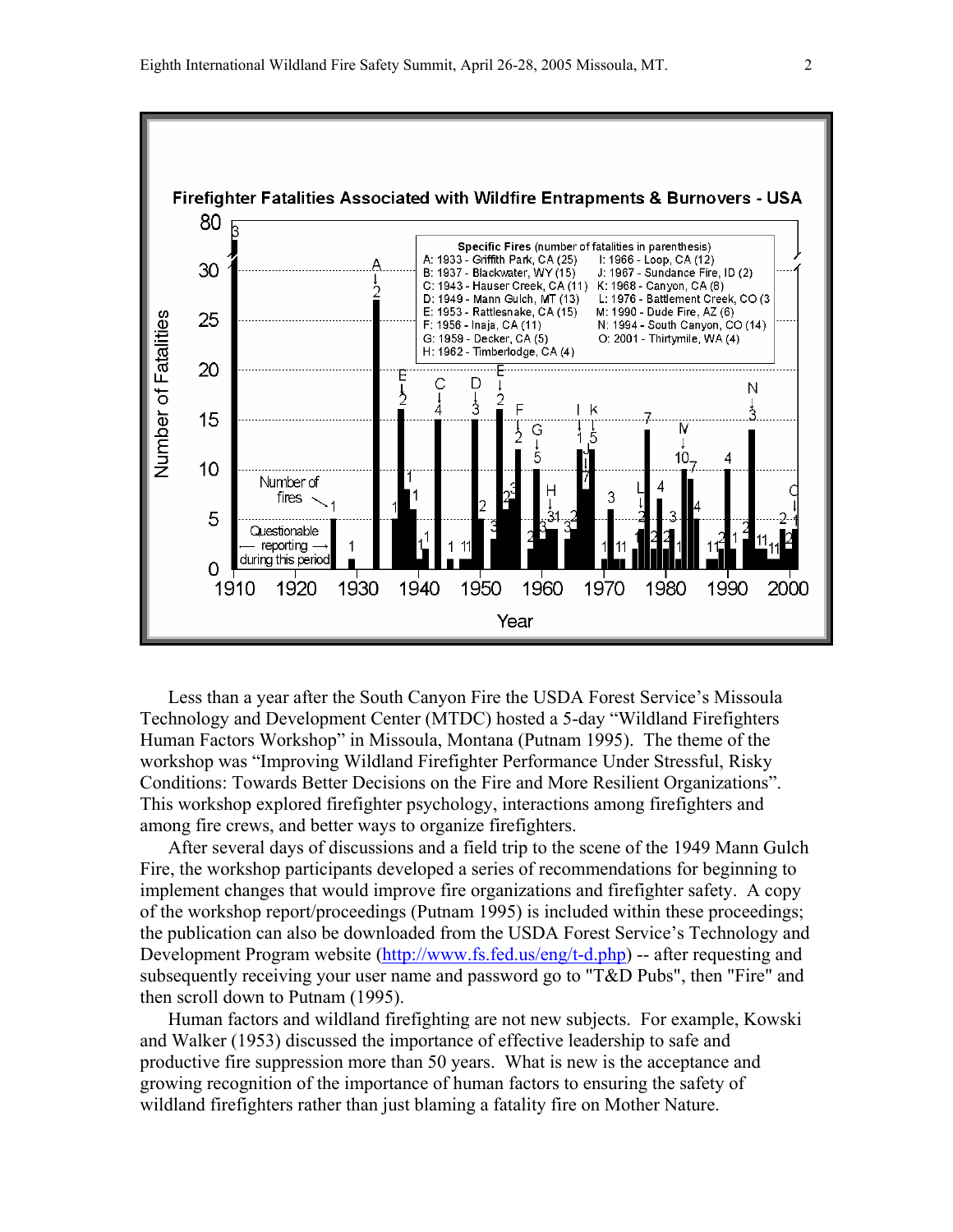**Firefighter Fatalities Associated with Wildfire Entrapments & Burnovers - USA**

**Specific Fires** (number of fatalities in parenthesis)

- A: 1933 - Griffith Park, CA (25)
- B: 1937 - Blackwater, WY (15)
- C: 1943 - Hauser Creek, CA (11)
- D: 1949 - Mann Gulch, MT (13)
- E: 1953 - Rattlesnake, CA (15)
- F: 1956 - Inaja, CA (11)
- G: 1959 - Decker, CA (5)
- H: 1962 - Timberlodge, CA (4)
- I: 1966 - Loop, CA (12)
- J: 1967 - Sundance Fire, ID (2)
- K: 1968 - Canyon, CA (8)
- L: 1976 - Battlement Creek, CO (3
- M: 1990 - Dude Fire, AZ (6)
- N: 1994 - South Canyon, CO (14)
- O: 2001 - Thirtymile, WA (4)

Less than a year after the South Canyon Fire the USDA Forest Service's Missoula Technology and Development Center (MTDC) hosted a 5-day "Wildland Firefighters Human Factors Workshop" in Missoula, Montana (Putnam 1995). The theme of the workshop was "Improving Wildland Firefighter Performance Under Stressful, Risky Conditions: Towards Better Decisions on the Fire and More Resilient Organizations". This workshop explored firefighter psychology, interactions among firefighters and among fire crews, and better ways to organize firefighters.

After several days of discussions and a field trip to the scene of the 1949 Mann Gulch Fire, the workshop participants developed a series of recommendations for beginning to implement changes that would improve fire organizations and firefighter safety. A copy of the workshop report/proceedings (Putnam 1995) is included within these proceedings; the publication can also be downloaded from the USDA Forest Service's Technology and Development Program website (http://www.fs.fed.us/eng/t-d.php) -- after requesting and subsequently receiving your user name and password go to "T&D Pubs", then "Fire" and then scroll down to Putnam (1995).

Human factors and wildland firefighting are not new subjects. For example, Kowski and Walker (1953) discussed the importance of effective leadership to safe and productive fire suppression more than 50 years. What is new is the acceptance and growing recognition of the importance of human factors to ensuring the safety of wildland firefighters rather than just blaming a fatality fire on Mother Nature.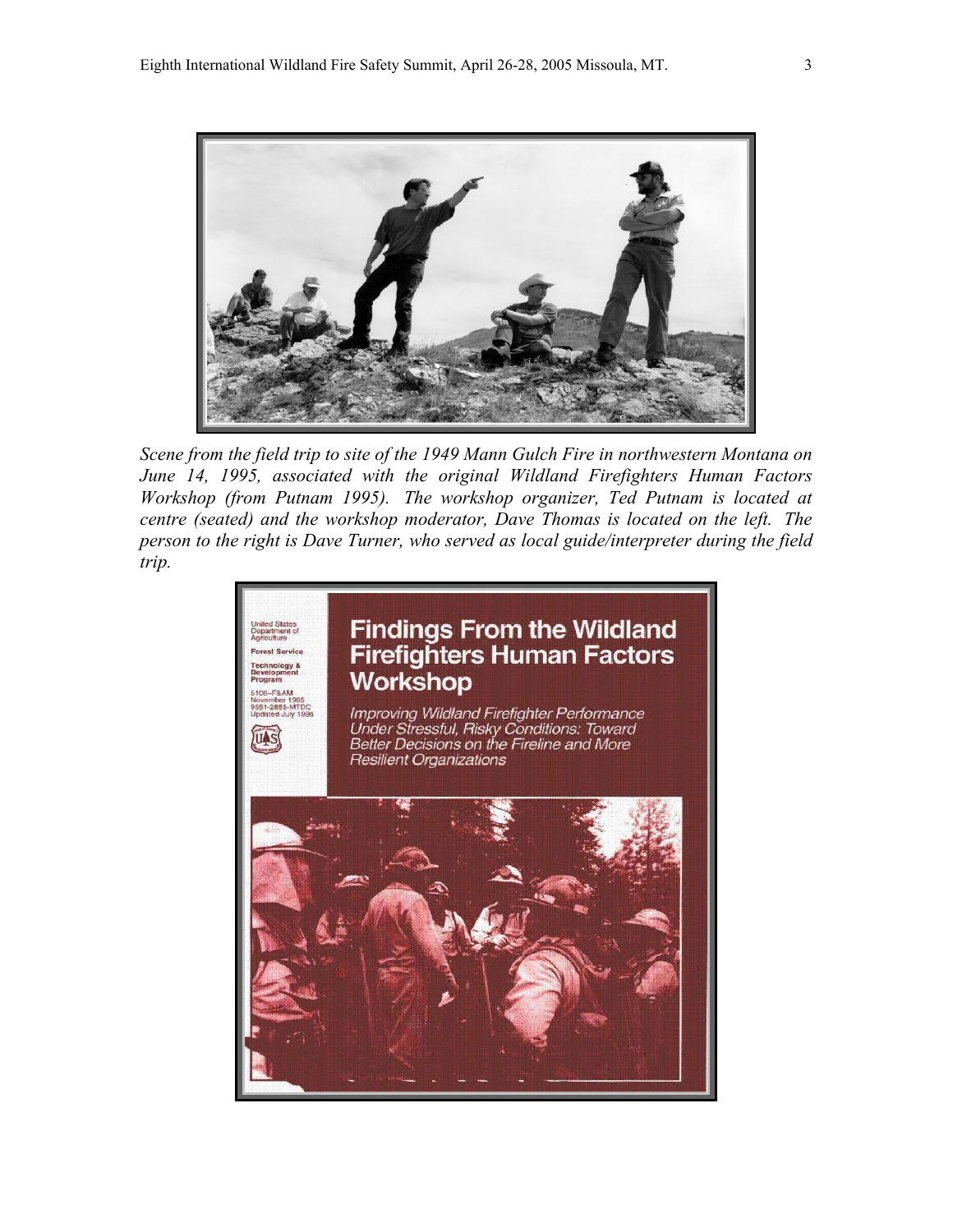*Scene from the field trip to site of the 1949 Mann Gulch Fire in northwestern Montana on June 14, 1995, associated with the original Wildland Firefighters Human Factors Workshop (from Putnam 1995). The workshop organizer, Ted Putnam is located at centre (seated) and the workshop moderator, Dave Thomas is located on the left. The person to the right is Dave Turner, who served as local guide/interpreter during the field trip.*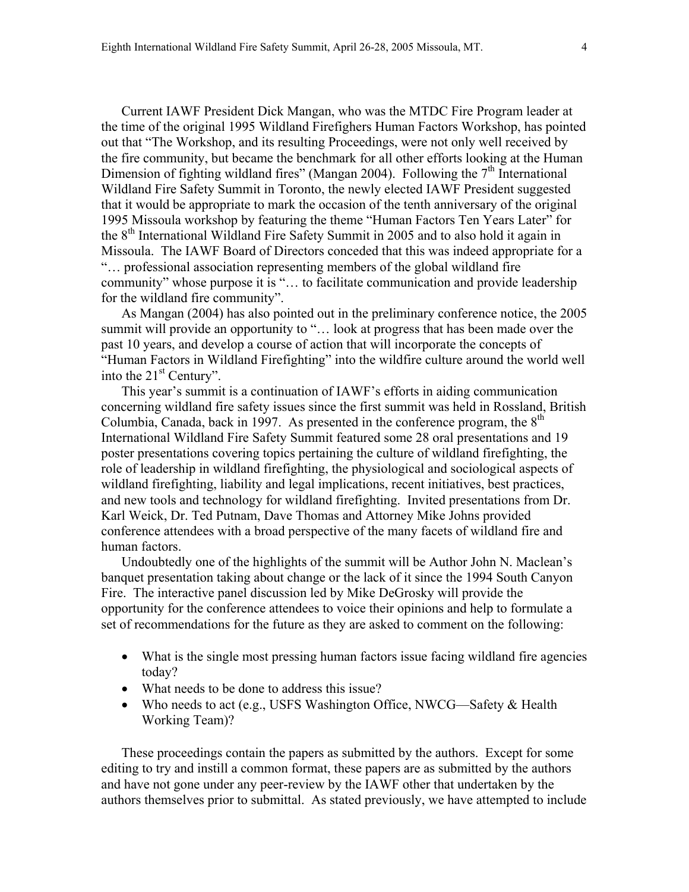Current IAWF President Dick Mangan, who was the MTDC Fire Program leader at the time of the original 1995 Wildland Firefighters Human Factors Workshop, has pointed out that "The Workshop, and its resulting Proceedings, were not only well received by the fire community, but became the benchmark for all other efforts looking at the Human Dimension of fighting wildland fires" (Mangan 2004). Following the 7th International Wildland Fire Safety Summit in Toronto, the newly elected IAWF President suggested that it would be appropriate to mark the occasion of the tenth anniversary of the original 1995 Missoula workshop by featuring the theme "Human Factors Ten Years Later" for the 8th International Wildland Fire Safety Summit in 2005 and to also hold it again in Missoula. The IAWF Board of Directors conceded that this was indeed appropriate for a "… professional association representing members of the global wildland fire community" whose purpose it is "… to facilitate communication and provide leadership for the wildland fire community".

As Mangan (2004) has also pointed out in the preliminary conference notice, the 2005 summit will provide an opportunity to "… look at progress that has been made over the past 10 years, and develop a course of action that will incorporate the concepts of "Human Factors in Wildland Firefighting" into the wildfire culture around the world well into the 21st Century".

This year's summit is a continuation of IAWF's efforts in aiding communication concerning wildland fire safety issues since the first summit was held in Rossland, British Columbia, Canada, back in 1997. As presented in the conference program, the 8th International Wildland Fire Safety Summit featured some 28 oral presentations and 19 poster presentations covering topics pertaining the culture of wildland firefighting, the role of leadership in wildland firefighting, the physiological and sociological aspects of wildland firefighting, liability and legal implications, recent initiatives, best practices, and new tools and technology for wildland firefighting. Invited presentations from Dr. Karl Weick, Dr. Ted Putnam, Dave Thomas and Attorney Mike Johns provided conference attendees with a broad perspective of the many facets of wildland fire and human factors.

Undoubtedly one of the highlights of the summit will be Author John N. Maclean's banquet presentation taking about change or the lack of it since the 1994 South Canyon Fire. The interactive panel discussion led by Mike DeGrosky will provide the opportunity for the conference attendees to voice their opinions and help to formulate a set of recommendations for the future as they are asked to comment on the following:

- What is the single most pressing human factors issue facing wildland fire agencies today?
- What needs to be done to address this issue?
- Who needs to act (e.g., USFS Washington Office, NWCG—Safety & Health Working Team)?

These proceedings contain the papers as submitted by the authors. Except for some editing to try and instill a common format, these papers are as submitted by the authors and have not gone under any peer-review by the IAWF other that undertaken by the authors themselves prior to submittal. As stated previously, we have attempted to include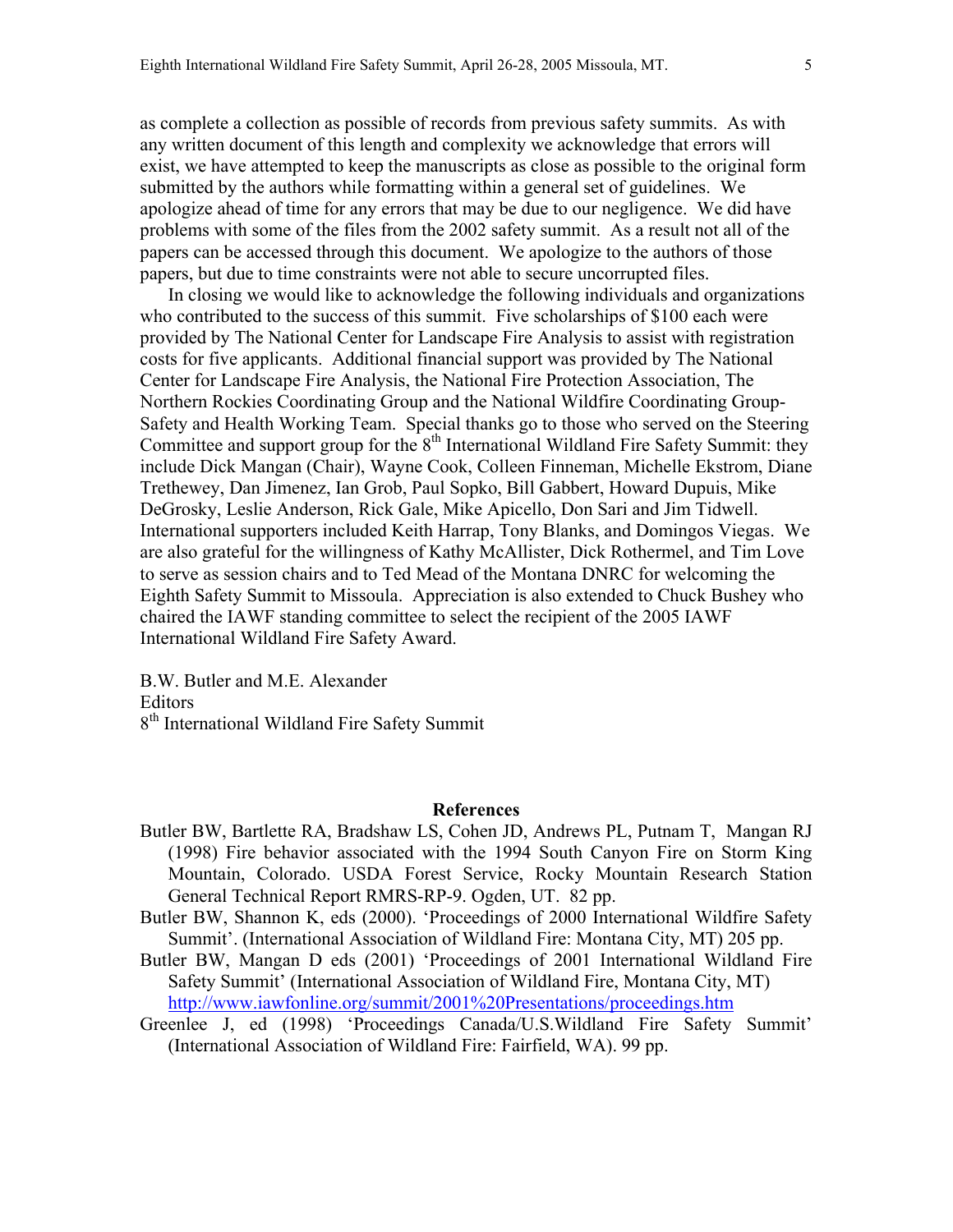as complete a collection as possible of records from previous safety summits. As with any written document of this length and complexity we acknowledge that errors will exist, we have attempted to keep the manuscripts as close as possible to the original form submitted by the authors while formatting within a general set of guidelines. We apologize ahead of time for any errors that may be due to our negligence. We did have problems with some of the files from the 2002 safety summit. As a result not all of the papers can be accessed through this document. We apologize to the authors of those papers, but due to time constraints were not able to secure uncorrupted files.

In closing we would like to acknowledge the following individuals and organizations who contributed to the success of this summit. Five scholarships of $100 each were provided by The National Center for Landscape Fire Analysis to assist with registration costs for five applicants. Additional financial support was provided by The National Center for Landscape Fire Analysis, the National Fire Protection Association, The Northern Rockies Coordinating Group and the National Wildfire Coordinating Group-Safety and Health Working Team. Special thanks go to those who served on the Steering Committee and support group for the 8th International Wildland Fire Safety Summit: they include Dick Mangan (Chair), Wayne Cook, Colleen Finneman, Michelle Ekstrom, Diane Trethewey, Dan Jimenez, Ian Grob, Paul Sopko, Bill Gabbert, Howard Dupuis, Mike DeGrosky, Leslie Anderson, Rick Gale, Mike Apicello, Don Sari and Jim Tidwell. International supporters included Keith Harrap, Tony Blanks, and Domingos Viegas. We are also grateful for the willingness of Kathy McAllister, Dick Rothermel, and Tim Love to serve as session chairs and to Ted Mead of the Montana DNRC for welcoming the Eighth Safety Summit to Missoula. Appreciation is also extended to Chuck Bushey who chaired the IAWF standing committee to select the recipient of the 2005 IAWF International Wildland Fire Safety Award.

B.W. Butler and M.E. Alexander
Editors
8th International Wildland Fire Safety Summit

## References

Butler BW, Bartlette RA, Bradshaw LS, Cohen JD, Andrews PL, Putnam T, Mangan RJ (1998) Fire behavior associated with the 1994 South Canyon Fire on Storm King Mountain, Colorado. USDA Forest Service, Rocky Mountain Research Station General Technical Report RMRS-RP-9. Ogden, UT. 82 pp.

Butler BW, Shannon K, eds (2000). 'Proceedings of 2000 International Wildfire Safety Summit'. (International Association of Wildland Fire: Montana City, MT) 205 pp.

Butler BW, Mangan D eds (2001) 'Proceedings of 2001 International Wildland Fire Safety Summit' (International Association of Wildland Fire, Montana City, MT) http://www.iawfonline.org/summit/2001%20Presentations/proceedings.htm

Greenlee J, ed (1998) 'Proceedings Canada/U.S.Wildland Fire Safety Summit' (International Association of Wildland Fire: Fairfield, WA). 99 pp.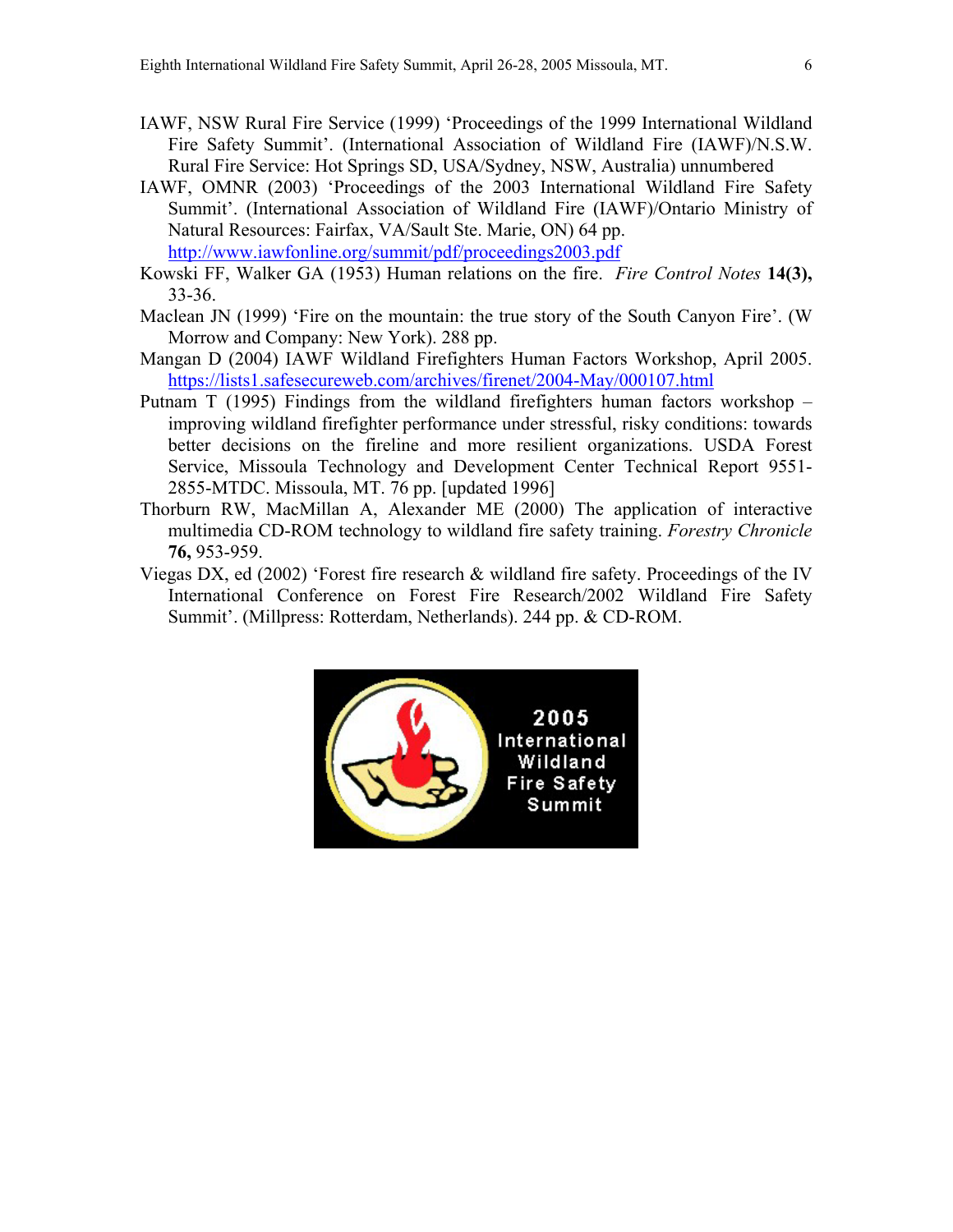IAWF, NSW Rural Fire Service (1999) 'Proceedings of the 1999 International Wildland Fire Safety Summit'. (International Association of Wildland Fire (IAWF)/N.S.W. Rural Fire Service: Hot Springs SD, USA/Sydney, NSW, Australia) unnumbered

IAWF, OMNR (2003) 'Proceedings of the 2003 International Wildland Fire Safety Summit'. (International Association of Wildland Fire (IAWF)/Ontario Ministry of Natural Resources: Fairfax, VA/Sault Ste. Marie, ON) 64 pp. http://www.iawfonline.org/summit/pdf/proceedings2003.pdf

Kowski FF, Walker GA (1953) Human relations on the fire. *Fire Control Notes* **14(3),** 33-36.

Maclean JN (1999) 'Fire on the mountain: the true story of the South Canyon Fire'. (W Morrow and Company: New York). 288 pp.

Mangan D (2004) IAWF Wildland Firefighters Human Factors Workshop, April 2005. https://lists1.safesecureweb.com/archives/firenet/2004-May/000107.html

Putnam T (1995) Findings from the wildland firefighters human factors workshop – improving wildland firefighter performance under stressful, risky conditions: towards better decisions on the fireline and more resilient organizations. USDA Forest Service, Missoula Technology and Development Center Technical Report 9551-2855-MTDC. Missoula, MT. 76 pp. [updated 1996]

Thorburn RW, MacMillan A, Alexander ME (2000) The application of interactive multimedia CD-ROM technology to wildland fire safety training. *Forestry Chronicle* **76,** 953-959.

Viegas DX, ed (2002) 'Forest fire research & wildland fire safety. Proceedings of the IV International Conference on Forest Fire Research/2002 Wildland Fire Safety Summit'. (Millpress: Rotterdam, Netherlands). 244 pp. & CD-ROM.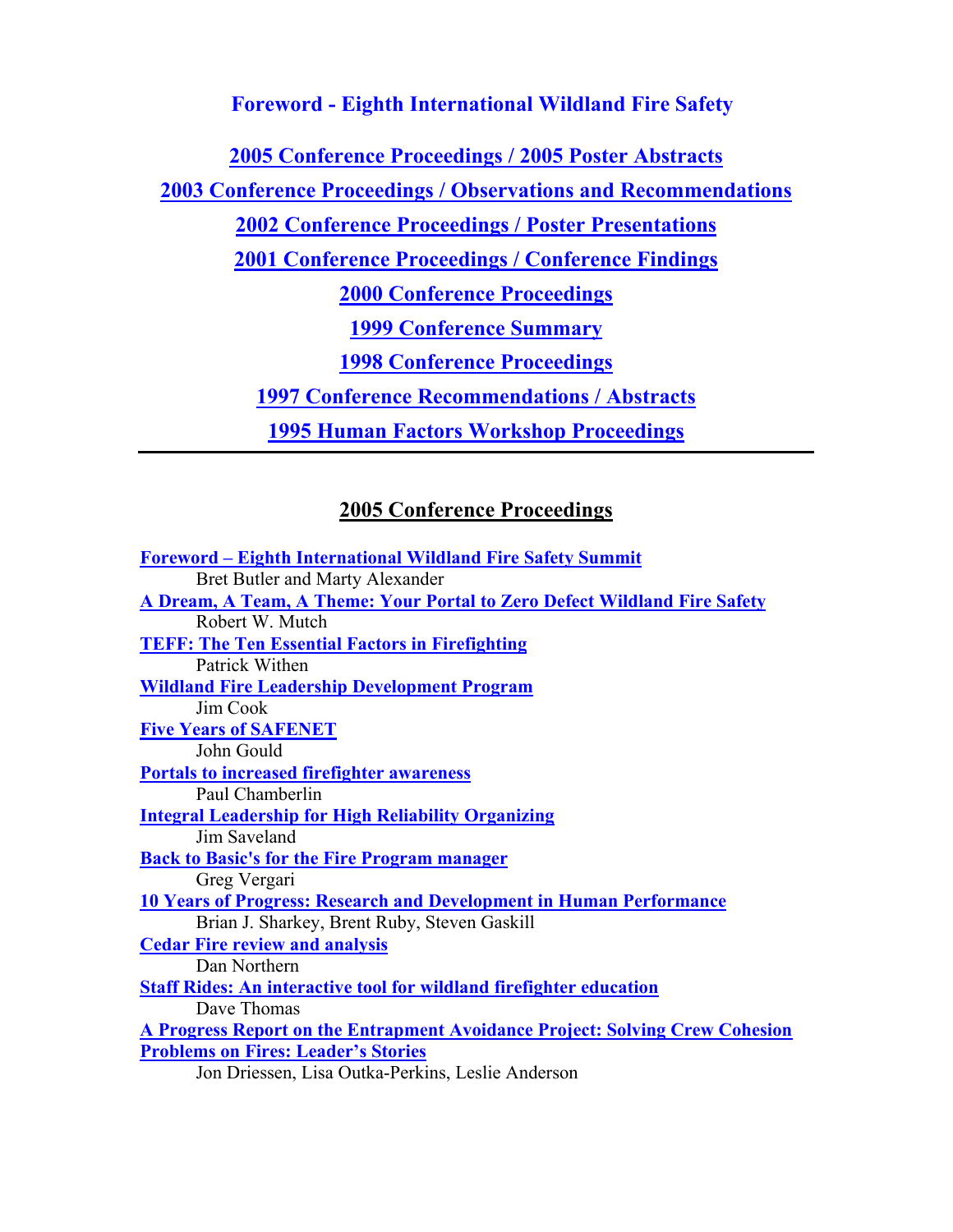**Foreword - Eighth International Wildland Fire Safety**

**2005 Conference Proceedings / 2005 Poster Abstracts**

**2003 Conference Proceedings / Observations and Recommendations**

**2002 Conference Proceedings / Poster Presentations**

**2001 Conference Proceedings / Conference Findings**

**2000 Conference Proceedings**

**1999 Conference Summary**

**1998 Conference Proceedings**

**1997 Conference Recommendations / Abstracts**

**1995 Human Factors Workshop Proceedings**

---

## 2005 Conference Proceedings

**Foreword – Eighth International Wildland Fire Safety Summit**
Bret Butler and Marty Alexander

**A Dream, A Team, A Theme: Your Portal to Zero Defect Wildland Fire Safety**
Robert W. Mutch

**TEFF: The Ten Essential Factors in Firefighting**
Patrick Withen

**Wildland Fire Leadership Development Program**
Jim Cook

**Five Years of SAFENET**
John Gould

**Portals to increased firefighter awareness**
Paul Chamberlin

**Integral Leadership for High Reliability Organizing**
Jim Saveland

**Back to Basic's for the Fire Program manager**
Greg Vergari

**10 Years of Progress: Research and Development in Human Performance**
Brian J. Sharkey, Brent Ruby, Steven Gaskill

**Cedar Fire review and analysis**
Dan Northern

**Staff Rides: An interactive tool for wildland firefighter education**
Dave Thomas

**A Progress Report on the Entrapment Avoidance Project: Solving Crew Cohesion Problems on Fires: Leader's Stories**
Jon Driessen, Lisa Outka-Perkins, Leslie Anderson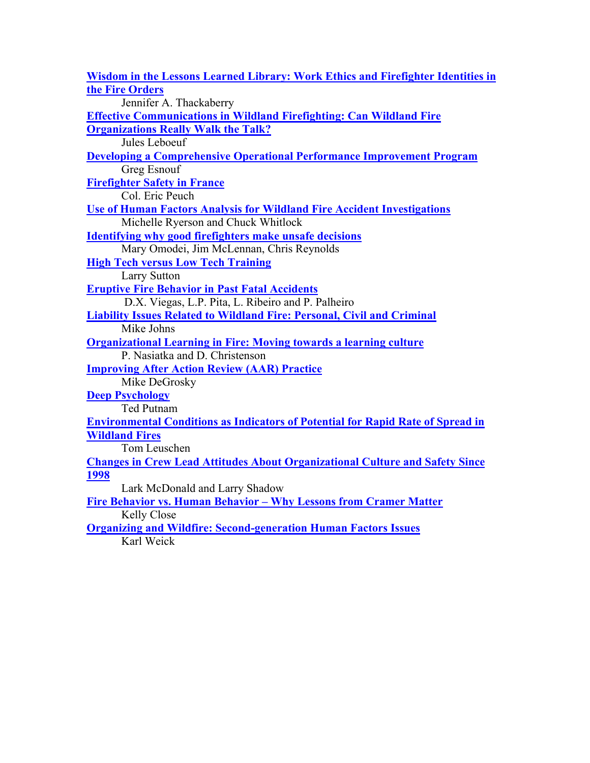**Wisdom in the Lessons Learned Library: Work Ethics and Firefighter Identities in the Fire Orders**

Jennifer A. Thackaberry

**Effective Communications in Wildland Firefighting: Can Wildland Fire Organizations Really Walk the Talk?**

Jules Leboeuf

**Developing a Comprehensive Operational Performance Improvement Program**

Greg Esnouf

**Firefighter Safety in France**

Col. Eric Peuch

**Use of Human Factors Analysis for Wildland Fire Accident Investigations**

Michelle Ryerson and Chuck Whitlock

**Identifying why good firefighters make unsafe decisions**

Mary Omodei, Jim McLennan, Chris Reynolds

**High Tech versus Low Tech Training**

Larry Sutton

**Eruptive Fire Behavior in Past Fatal Accidents**

D.X. Viegas, L.P. Pita, L. Ribeiro and P. Palheiro

**Liability Issues Related to Wildland Fire: Personal, Civil and Criminal**

Mike Johns

**Organizational Learning in Fire: Moving towards a learning culture**

P. Nasiatka and D. Christenson

**Improving After Action Review (AAR) Practice**

Mike DeGrosky

**Deep Psychology**

Ted Putnam

**Environmental Conditions as Indicators of Potential for Rapid Rate of Spread in Wildland Fires**

Tom Leuschen

**Changes in Crew Lead Attitudes About Organizational Culture and Safety Since 1998**

Lark McDonald and Larry Shadow

**Fire Behavior vs. Human Behavior – Why Lessons from Cramer Matter**

Kelly Close

**Organizing and Wildfire: Second-generation Human Factors Issues**

Karl Weick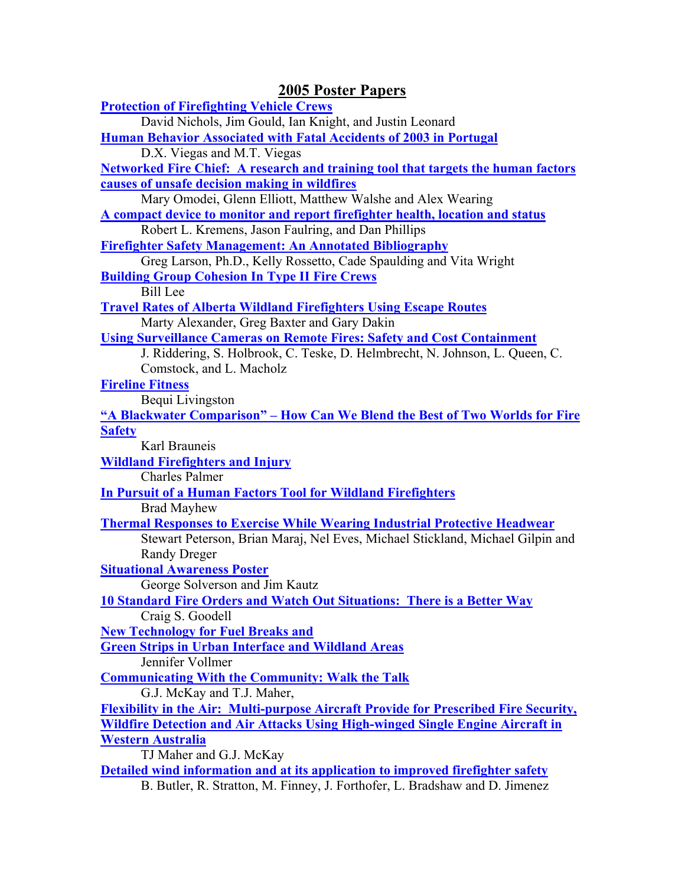## 2005 Poster Papers

**Protection of Firefighting Vehicle Crews**
David Nichols, Jim Gould, Ian Knight, and Justin Leonard

**Human Behavior Associated with Fatal Accidents of 2003 in Portugal**
D.X. Viegas and M.T. Viegas

**Networked Fire Chief: A research and training tool that targets the human factors causes of unsafe decision making in wildfires**
Mary Omodei, Glenn Elliott, Matthew Walshe and Alex Wearing

**A compact device to monitor and report firefighter health, location and status**
Robert L. Kremens, Jason Faulring, and Dan Phillips

**Firefighter Safety Management: An Annotated Bibliography**
Greg Larson, Ph.D., Kelly Rossetto, Cade Spaulding and Vita Wright

**Building Group Cohesion In Type II Fire Crews**
Bill Lee

**Travel Rates of Alberta Wildland Firefighters Using Escape Routes**
Marty Alexander, Greg Baxter and Gary Dakin

**Using Surveillance Cameras on Remote Fires: Safety and Cost Containment**
J. Riddering, S. Holbrook, C. Teske, D. Helmbrecht, N. Johnson, L. Queen, C. Comstock, and L. Macholz

**Fireline Fitness**
Bequi Livingston

**"A Blackwater Comparison" – How Can We Blend the Best of Two Worlds for Fire Safety**
Karl Brauneis

**Wildland Firefighters and Injury**
Charles Palmer

**In Pursuit of a Human Factors Tool for Wildland Firefighters**
Brad Mayhew

**Thermal Responses to Exercise While Wearing Industrial Protective Headwear**
Stewart Peterson, Brian Maraj, Nel Eves, Michael Stickland, Michael Gilpin and Randy Dreger

**Situational Awareness Poster**
George Solverson and Jim Kautz

**10 Standard Fire Orders and Watch Out Situations: There is a Better Way**
Craig S. Goodell

**New Technology for Fuel Breaks and Green Strips in Urban Interface and Wildland Areas**
Jennifer Vollmer

**Communicating With the Community: Walk the Talk**
G.J. McKay and T.J. Maher,

**Flexibility in the Air: Multi-purpose Aircraft Provide for Prescribed Fire Security, Wildfire Detection and Air Attacks Using High-winged Single Engine Aircraft in Western Australia**
TJ Maher and G.J. McKay

**Detailed wind information and at its application to improved firefighter safety**
B. Butler, R. Stratton, M. Finney, J. Forthofer, L. Bradshaw and D. Jimenez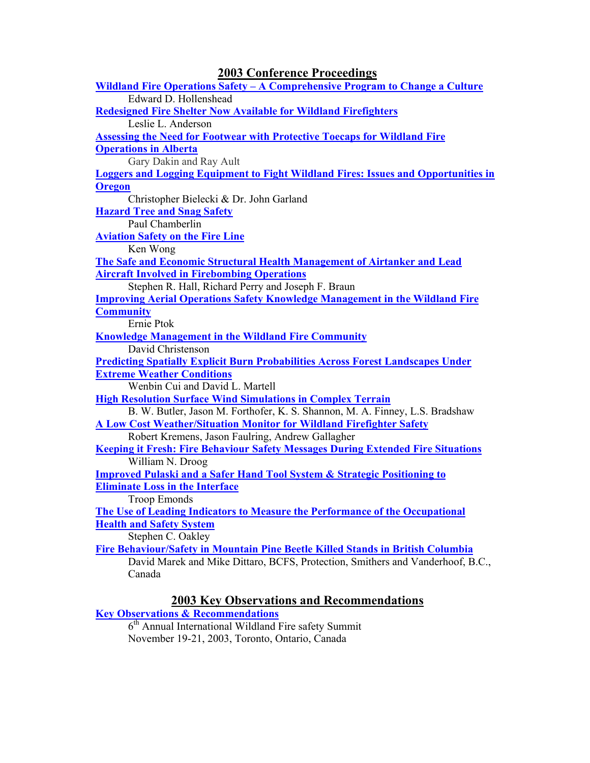## 2003 Conference Proceedings

**Wildland Fire Operations Safety – A Comprehensive Program to Change a Culture**
Edward D. Hollenshead

**Redesigned Fire Shelter Now Available for Wildland Firefighters**
Leslie L. Anderson

**Assessing the Need for Footwear with Protective Toecaps for Wildland Fire Operations in Alberta**
Gary Dakin and Ray Ault

**Loggers and Logging Equipment to Fight Wildland Fires: Issues and Opportunities in Oregon**
Christopher Bielecki & Dr. John Garland

**Hazard Tree and Snag Safety**
Paul Chamberlin

**Aviation Safety on the Fire Line**
Ken Wong

**The Safe and Economic Structural Health Management of Airtanker and Lead Aircraft Involved in Firebombing Operations**
Stephen R. Hall, Richard Perry and Joseph F. Braun

**Improving Aerial Operations Safety Knowledge Management in the Wildland Fire Community**
Ernie Ptok

**Knowledge Management in the Wildland Fire Community**
David Christenson

**Predicting Spatially Explicit Burn Probabilities Across Forest Landscapes Under Extreme Weather Conditions**
Wenbin Cui and David L. Martell

**High Resolution Surface Wind Simulations in Complex Terrain**
B. W. Butler, Jason M. Forthofer, K. S. Shannon, M. A. Finney, L.S. Bradshaw

**A Low Cost Weather/Situation Monitor for Wildland Firefighter Safety**
Robert Kremens, Jason Faulring, Andrew Gallagher

**Keeping it Fresh: Fire Behaviour Safety Messages During Extended Fire Situations**
William N. Droog

**Improved Pulaski and a Safer Hand Tool System & Strategic Positioning to Eliminate Loss in the Interface**
Troop Emonds

**The Use of Leading Indicators to Measure the Performance of the Occupational Health and Safety System**
Stephen C. Oakley

**Fire Behaviour/Safety in Mountain Pine Beetle Killed Stands in British Columbia**
David Marek and Mike Dittaro, BCFS, Protection, Smithers and Vanderhoof, B.C., Canada

## 2003 Key Observations and Recommendations

**Key Observations & Recommendations**
6th Annual International Wildland Fire safety Summit
November 19-21, 2003, Toronto, Ontario, Canada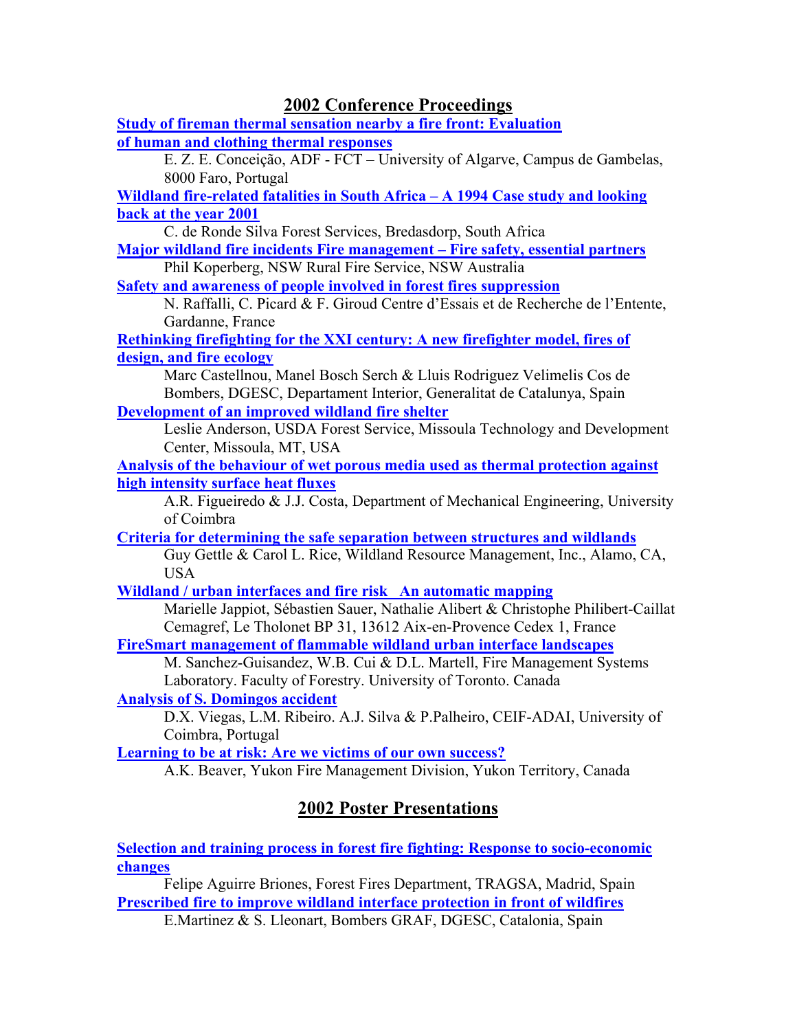## 2002 Conference Proceedings

**Study of fireman thermal sensation nearby a fire front: Evaluation of human and clothing thermal responses**

E. Z. E. Conceição, ADF - FCT – University of Algarve, Campus de Gambelas, 8000 Faro, Portugal

**Wildland fire-related fatalities in South Africa – A 1994 Case study and looking back at the year 2001**

C. de Ronde Silva Forest Services, Bredasdorp, South Africa

**Major wildland fire incidents Fire management – Fire safety, essential partners**

Phil Koperberg, NSW Rural Fire Service, NSW Australia

**Safety and awareness of people involved in forest fires suppression**

N. Raffalli, C. Picard & F. Giroud Centre d'Essais et de Recherche de l'Entente, Gardanne, France

**Rethinking firefighting for the XXI century: A new firefighter model, fires of design, and fire ecology**

Marc Castellnou, Manel Bosch Serch & Lluis Rodriguez Velimelis Cos de Bombers, DGESC, Departament Interior, Generalitat de Catalunya, Spain

**Development of an improved wildland fire shelter**

Leslie Anderson, USDA Forest Service, Missoula Technology and Development Center, Missoula, MT, USA

**Analysis of the behaviour of wet porous media used as thermal protection against high intensity surface heat fluxes**

A.R. Figueiredo & J.J. Costa, Department of Mechanical Engineering, University of Coimbra

**Criteria for determining the safe separation between structures and wildlands**

Guy Gettle & Carol L. Rice, Wildland Resource Management, Inc., Alamo, CA, USA

**Wildland / urban interfaces and fire risk An automatic mapping**

Marielle Jappiot, Sébastien Sauer, Nathalie Alibert & Christophe Philibert-Caillat Cemagref, Le Tholonet BP 31, 13612 Aix-en-Provence Cedex 1, France

**FireSmart management of flammable wildland urban interface landscapes**

M. Sanchez-Guisandez, W.B. Cui & D.L. Martell, Fire Management Systems Laboratory. Faculty of Forestry. University of Toronto. Canada

**Analysis of S. Domingos accident**

D.X. Viegas, L.M. Ribeiro. A.J. Silva & P.Palheiro, CEIF-ADAI, University of Coimbra, Portugal

**Learning to be at risk: Are we victims of our own success?**

A.K. Beaver, Yukon Fire Management Division, Yukon Territory, Canada

## 2002 Poster Presentations

**Selection and training process in forest fire fighting: Response to socio-economic changes**

Felipe Aguirre Briones, Forest Fires Department, TRAGSA, Madrid, Spain

**Prescribed fire to improve wildland interface protection in front of wildfires**

E.Martinez & S. Lleonart, Bombers GRAF, DGESC, Catalonia, Spain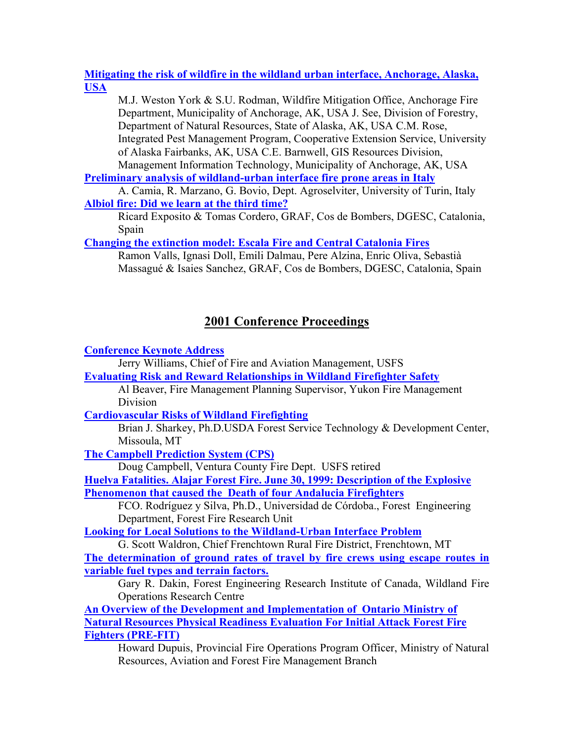**Mitigating the risk of wildfire in the wildland urban interface, Anchorage, Alaska, USA**

M.J. Weston York & S.U. Rodman, Wildfire Mitigation Office, Anchorage Fire Department, Municipality of Anchorage, AK, USA J. See, Division of Forestry, Department of Natural Resources, State of Alaska, AK, USA C.M. Rose, Integrated Pest Management Program, Cooperative Extension Service, University of Alaska Fairbanks, AK, USA C.E. Barnwell, GIS Resources Division, Management Information Technology, Municipality of Anchorage, AK, USA

**Preliminary analysis of wildland-urban interface fire prone areas in Italy**

A. Camia, R. Marzano, G. Bovio, Dept. Agroselviter, University of Turin, Italy

**Albiol fire: Did we learn at the third time?**

Ricard Exposito & Tomas Cordero, GRAF, Cos de Bombers, DGESC, Catalonia, Spain

**Changing the extinction model: Escala Fire and Central Catalonia Fires**

Ramon Valls, Ignasi Doll, Emili Dalmau, Pere Alzina, Enric Oliva, Sebastià Massagué & Isaies Sanchez, GRAF, Cos de Bombers, DGESC, Catalonia, Spain

## 2001 Conference Proceedings

**Conference Keynote Address**

Jerry Williams, Chief of Fire and Aviation Management, USFS

**Evaluating Risk and Reward Relationships in Wildland Firefighter Safety**

Al Beaver, Fire Management Planning Supervisor, Yukon Fire Management Division

**Cardiovascular Risks of Wildland Firefighting**

Brian J. Sharkey, Ph.D.USDA Forest Service Technology & Development Center, Missoula, MT

**The Campbell Prediction System (CPS)**

Doug Campbell, Ventura County Fire Dept. USFS retired

**Huelva Fatalities. Alajar Forest Fire. June 30, 1999: Description of the Explosive Phenomenon that caused the Death of four Andalucia Firefighters**

FCO. Rodríguez y Silva, Ph.D., Universidad de Córdoba., Forest Engineering Department, Forest Fire Research Unit

**Looking for Local Solutions to the Wildland-Urban Interface Problem**

G. Scott Waldron, Chief Frenchtown Rural Fire District, Frenchtown, MT

**The determination of ground rates of travel by fire crews using escape routes in variable fuel types and terrain factors.**

Gary R. Dakin, Forest Engineering Research Institute of Canada, Wildland Fire Operations Research Centre

**An Overview of the Development and Implementation of Ontario Ministry of Natural Resources Physical Readiness Evaluation For Initial Attack Forest Fire Fighters (PRE-FIT)**

Howard Dupuis, Provincial Fire Operations Program Officer, Ministry of Natural Resources, Aviation and Forest Fire Management Branch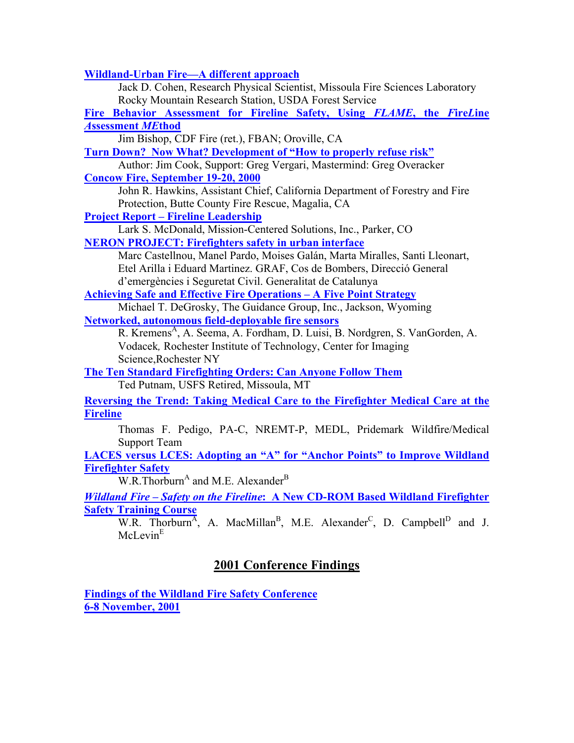**Wildland-Urban Fire—A different approach**

Jack D. Cohen, Research Physical Scientist, Missoula Fire Sciences Laboratory Rocky Mountain Research Station, USDA Forest Service

**Fire Behavior Assessment for Fireline Safety, Using *FLAME*, the *F*ire*L*ine *A*ssessment *ME*thod**

Jim Bishop, CDF Fire (ret.), FBAN; Oroville, CA

**Turn Down? Now What? Development of "How to properly refuse risk"**

Author: Jim Cook, Support: Greg Vergari, Mastermind: Greg Overacker

**Concow Fire, September 19-20, 2000**

John R. Hawkins, Assistant Chief, California Department of Forestry and Fire Protection, Butte County Fire Rescue, Magalia, CA

**Project Report – Fireline Leadership**

Lark S. McDonald, Mission-Centered Solutions, Inc., Parker, CO

**NERON PROJECT: Firefighters safety in urban interface**

Marc Castellnou, Manel Pardo, Moises Galán, Marta Miralles, Santi Lleonart, Etel Arilla i Eduard Martinez. GRAF, Cos de Bombers, Direcció General d'emergències i Seguretat Civil. Generalitat de Catalunya

**Achieving Safe and Effective Fire Operations – A Five Point Strategy**

Michael T. DeGrosky, The Guidance Group, Inc., Jackson, Wyoming

**Networked, autonomous field-deployable fire sensors**

R. Kremens[A], A. Seema, A. Fordham, D. Luisi, B. Nordgren, S. VanGorden, A. Vodacek, Rochester Institute of Technology, Center for Imaging Science,Rochester NY

**The Ten Standard Firefighting Orders: Can Anyone Follow Them**

Ted Putnam, USFS Retired, Missoula, MT

**Reversing the Trend: Taking Medical Care to the Firefighter Medical Care at the Fireline**

Thomas F. Pedigo, PA-C, NREMT-P, MEDL, Pridemark Wildfire/Medical Support Team

**LACES versus LCES: Adopting an "A" for "Anchor Points" to Improve Wildland Firefighter Safety**

W.R.Thorburn[A] and M.E. Alexander[B]

***Wildland Fire – Safety on the Fireline*: A New CD-ROM Based Wildland Firefighter Safety Training Course**

W.R. Thorburn[A], A. MacMillan[B], M.E. Alexander[C], D. Campbell[D] and J. McLevin[E]

## 2001 Conference Findings

**Findings of the Wildland Fire Safety Conference**
**6-8 November, 2001**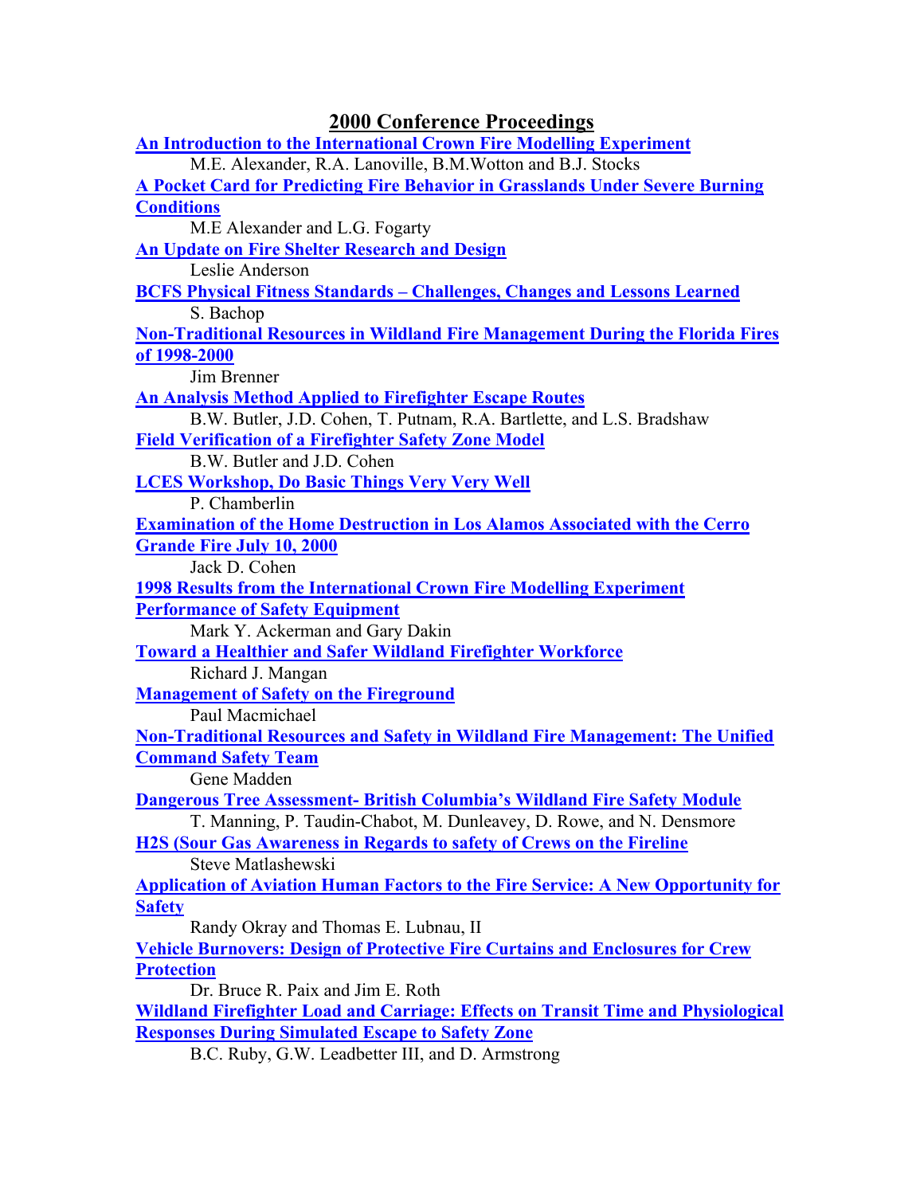## 2000 Conference Proceedings

**An Introduction to the International Crown Fire Modelling Experiment**
M.E. Alexander, R.A. Lanoville, B.M.Wotton and B.J. Stocks

**A Pocket Card for Predicting Fire Behavior in Grasslands Under Severe Burning Conditions**
M.E Alexander and L.G. Fogarty

**An Update on Fire Shelter Research and Design**
Leslie Anderson

**BCFS Physical Fitness Standards – Challenges, Changes and Lessons Learned**
S. Bachop

**Non-Traditional Resources in Wildland Fire Management During the Florida Fires of 1998-2000**
Jim Brenner

**An Analysis Method Applied to Firefighter Escape Routes**
B.W. Butler, J.D. Cohen, T. Putnam, R.A. Bartlette, and L.S. Bradshaw

**Field Verification of a Firefighter Safety Zone Model**
B.W. Butler and J.D. Cohen

**LCES Workshop, Do Basic Things Very Very Well**
P. Chamberlin

**Examination of the Home Destruction in Los Alamos Associated with the Cerro Grande Fire July 10, 2000**
Jack D. Cohen

**1998 Results from the International Crown Fire Modelling Experiment**

**Performance of Safety Equipment**
Mark Y. Ackerman and Gary Dakin

**Toward a Healthier and Safer Wildland Firefighter Workforce**
Richard J. Mangan

**Management of Safety on the Fireground**
Paul Macmichael

**Non-Traditional Resources and Safety in Wildland Fire Management: The Unified Command Safety Team**
Gene Madden

**Dangerous Tree Assessment- British Columbia's Wildland Fire Safety Module**
T. Manning, P. Taudin-Chabot, M. Dunleavey, D. Rowe, and N. Densmore

**H2S (Sour Gas Awareness in Regards to safety of Crews on the Fireline**
Steve Matlashewski

**Application of Aviation Human Factors to the Fire Service: A New Opportunity for Safety**
Randy Okray and Thomas E. Lubnau, II

**Vehicle Burnovers: Design of Protective Fire Curtains and Enclosures for Crew Protection**
Dr. Bruce R. Paix and Jim E. Roth

**Wildland Firefighter Load and Carriage: Effects on Transit Time and Physiological Responses During Simulated Escape to Safety Zone**
B.C. Ruby, G.W. Leadbetter III, and D. Armstrong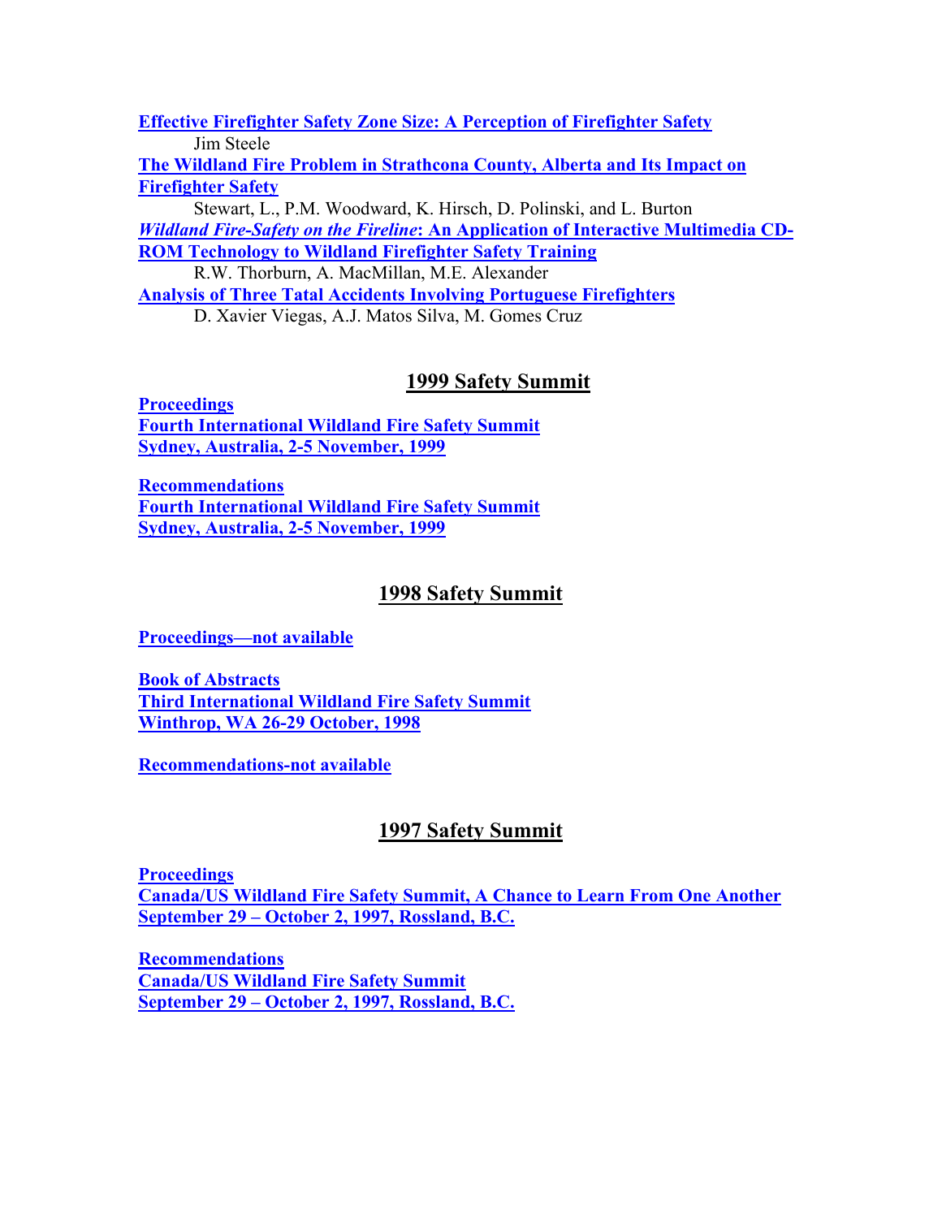**Effective Firefighter Safety Zone Size: A Perception of Firefighter Safety**

Jim Steele

**The Wildland Fire Problem in Strathcona County, Alberta and Its Impact on Firefighter Safety**

Stewart, L., P.M. Woodward, K. Hirsch, D. Polinski, and L. Burton

***Wildland Fire-Safety on the Fireline*: An Application of Interactive Multimedia CD-ROM Technology to Wildland Firefighter Safety Training**

R.W. Thorburn, A. MacMillan, M.E. Alexander

**Analysis of Three Tatal Accidents Involving Portuguese Firefighters**

D. Xavier Viegas, A.J. Matos Silva, M. Gomes Cruz

## 1999 Safety Summit

**Proceedings**
**Fourth International Wildland Fire Safety Summit**
**Sydney, Australia, 2-5 November, 1999**

**Recommendations**
**Fourth International Wildland Fire Safety Summit**
**Sydney, Australia, 2-5 November, 1999**

## 1998 Safety Summit

**Proceedings—not available**

**Book of Abstracts**
**Third International Wildland Fire Safety Summit**
**Winthrop, WA 26-29 October, 1998**

**Recommendations-not available**

## 1997 Safety Summit

**Proceedings**
**Canada/US Wildland Fire Safety Summit, A Chance to Learn From One Another**
**September 29 – October 2, 1997, Rossland, B.C.**

**Recommendations**
**Canada/US Wildland Fire Safety Summit**
**September 29 – October 2, 1997, Rossland, B.C.**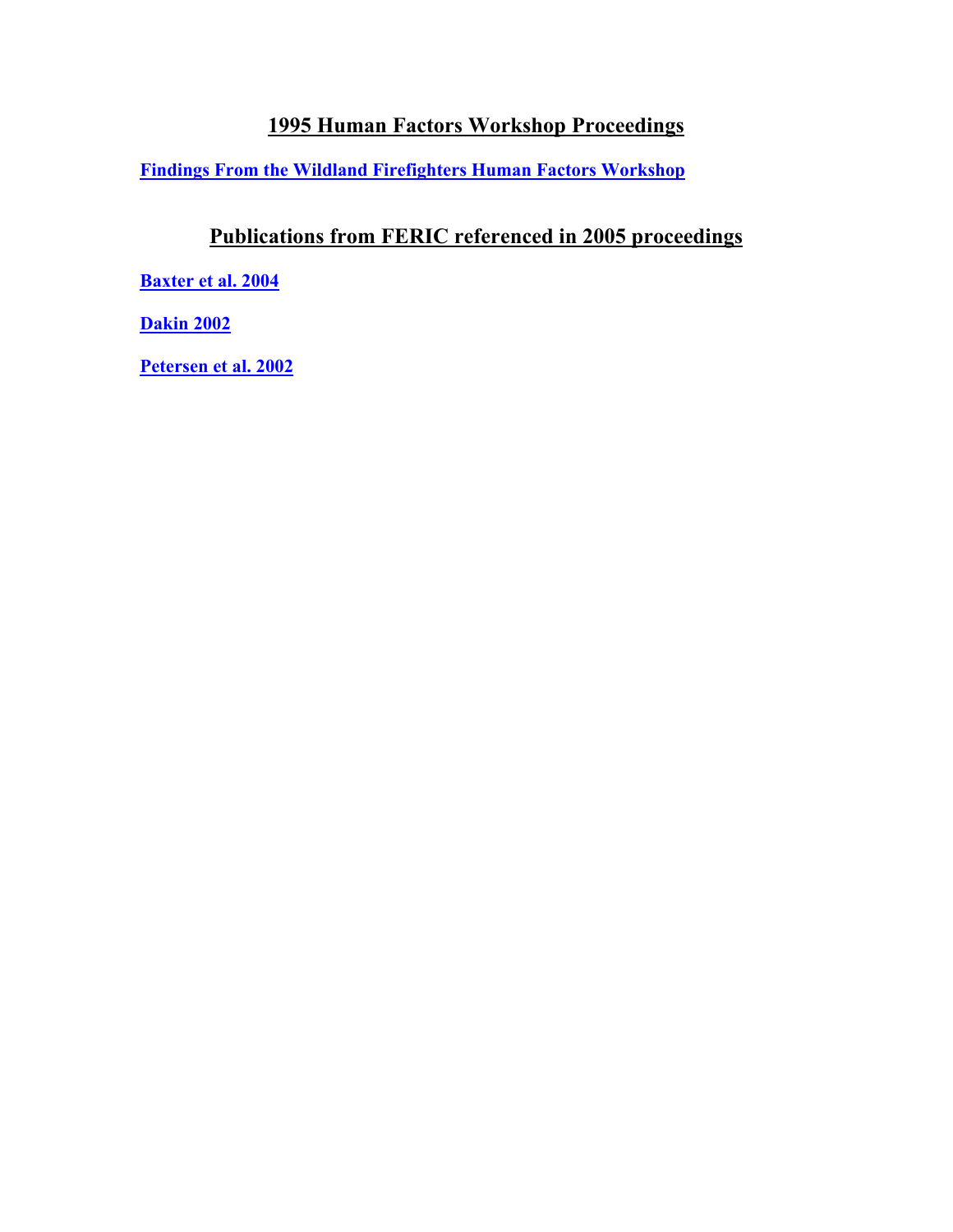## 1995 Human Factors Workshop Proceedings

**Findings From the Wildland Firefighters Human Factors Workshop**

## Publications from FERIC referenced in 2005 proceedings

**Baxter et al. 2004**

**Dakin 2002**

**Petersen et al. 2002**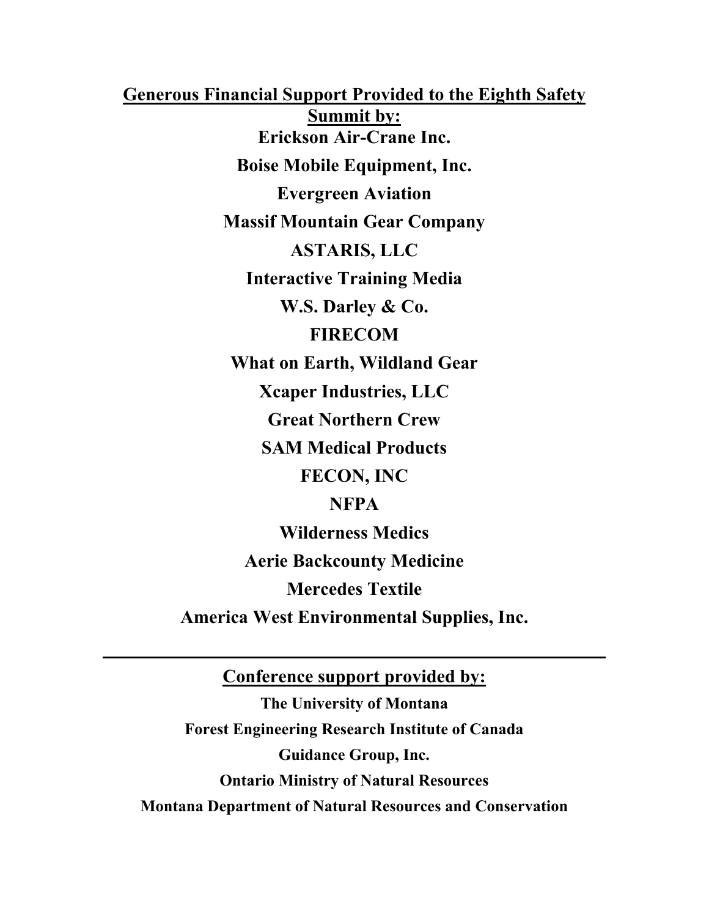**Generous Financial Support Provided to the Eighth Safety Summit by:**

**Erickson Air-Crane Inc.**

**Boise Mobile Equipment, Inc.**

**Evergreen Aviation**

**Massif Mountain Gear Company**

**ASTARIS, LLC**

**Interactive Training Media**

**W.S. Darley & Co.**

**FIRECOM**

**What on Earth, Wildland Gear**

**Xcaper Industries, LLC**

**Great Northern Crew**

**SAM Medical Products**

**FECON, INC**

**NFPA**

**Wilderness Medics**

**Aerie Backcounty Medicine**

**Mercedes Textile**

**America West Environmental Supplies, Inc.**

---

**Conference support provided by:**

**The University of Montana**

**Forest Engineering Research Institute of Canada**

**Guidance Group, Inc.**

**Ontario Ministry of Natural Resources**

**Montana Department of Natural Resources and Conservation**